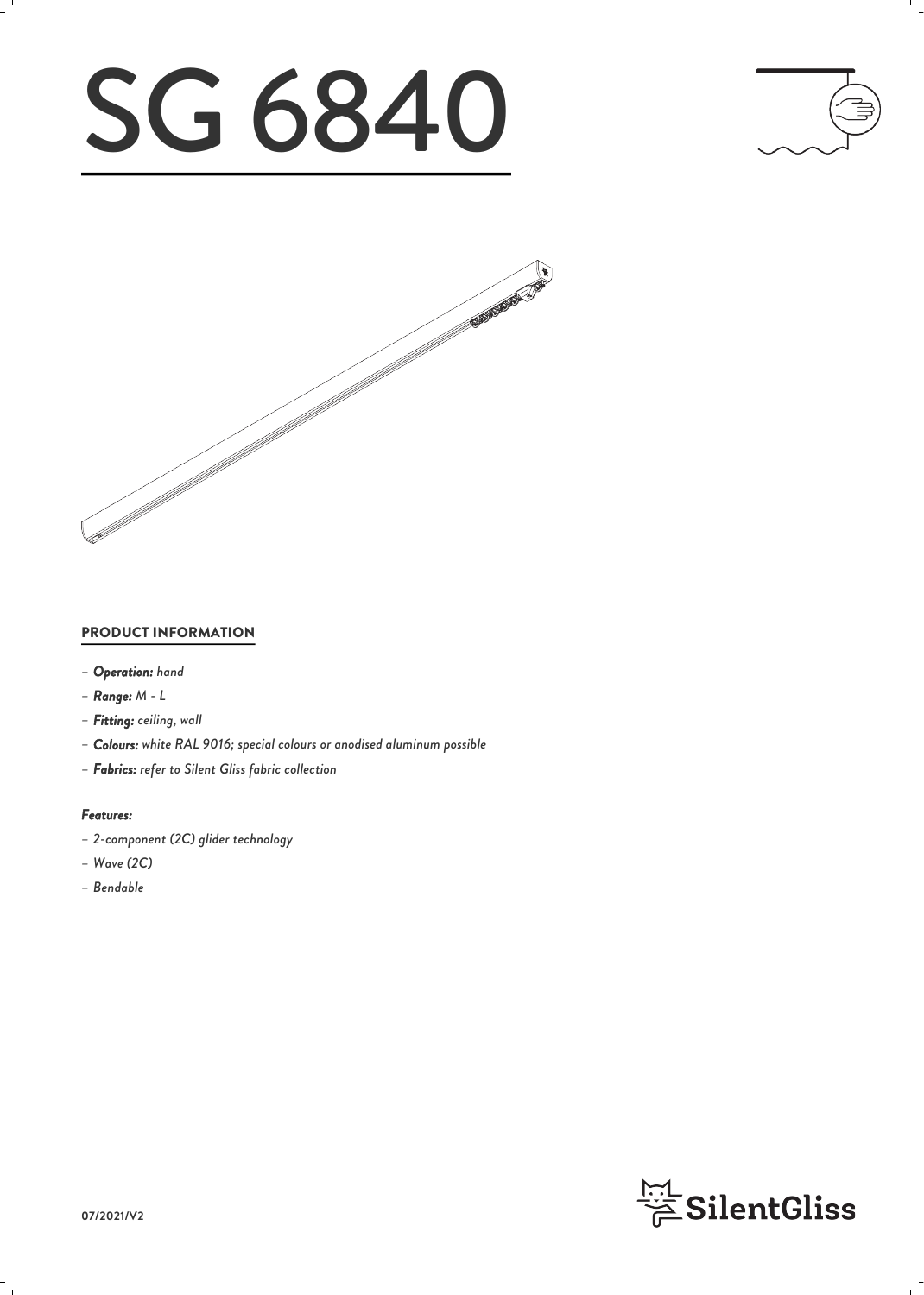# SG 6840

## PRODUCT INFORMATION

- ***Operation:*** *hand*
- ***Range:*** *M - L*
- ***Fitting:*** *ceiling, wall*
- ***Colours:*** *white RAL 9016; special colours or anodised aluminum possible*
- ***Fabrics:*** *refer to Silent Gliss fabric collection*

***Features:***

- *2-component (2C) glider technology*
- *Wave (2C)*
- *Bendable*

07/2021/V2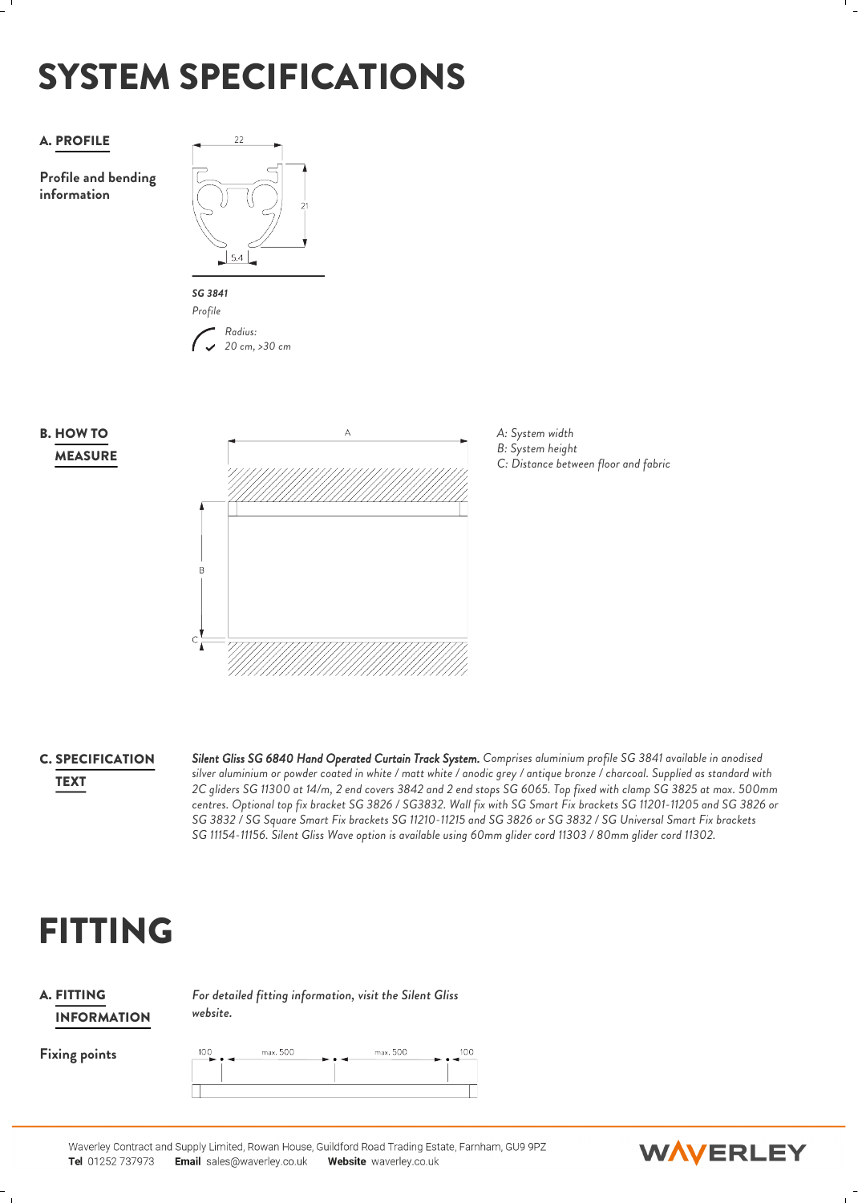# SYSTEM SPECIFICATIONS

## A. PROFILE

**Profile and bending information**

22

21

5.4

***SG 3841***

*Profile*

*Radius:*
*20 cm, >30 cm*

## B. HOW TO MEASURE

A

B

C

*A: System width*
*B: System height*
*C: Distance between floor and fabric*

## C. SPECIFICATION TEXT

***Silent Gliss SG 6840 Hand Operated Curtain Track System.*** *Comprises aluminium profile SG 3841 available in anodised silver aluminium or powder coated in white / matt white / anodic grey / antique bronze / charcoal. Supplied as standard with 2C gliders SG 11300 at 14/m, 2 end covers 3842 and 2 end stops SG 6065. Top fixed with clamp SG 3825 at max. 500mm centres. Optional top fix bracket SG 3826 / SG3832. Wall fix with SG Smart Fix brackets SG 11201-11205 and SG 3826 or SG 3832 / SG Square Smart Fix brackets SG 11210-11215 and SG 3826 or SG 3832 / SG Universal Smart Fix brackets SG 11154-11156. Silent Gliss Wave option is available using 60mm glider cord 11303 / 80mm glider cord 11302.*

# FITTING

## A. FITTING INFORMATION

*For detailed fitting information, visit the Silent Gliss website.*

**Fixing points**

100 — max. 500 — max. 500 — 100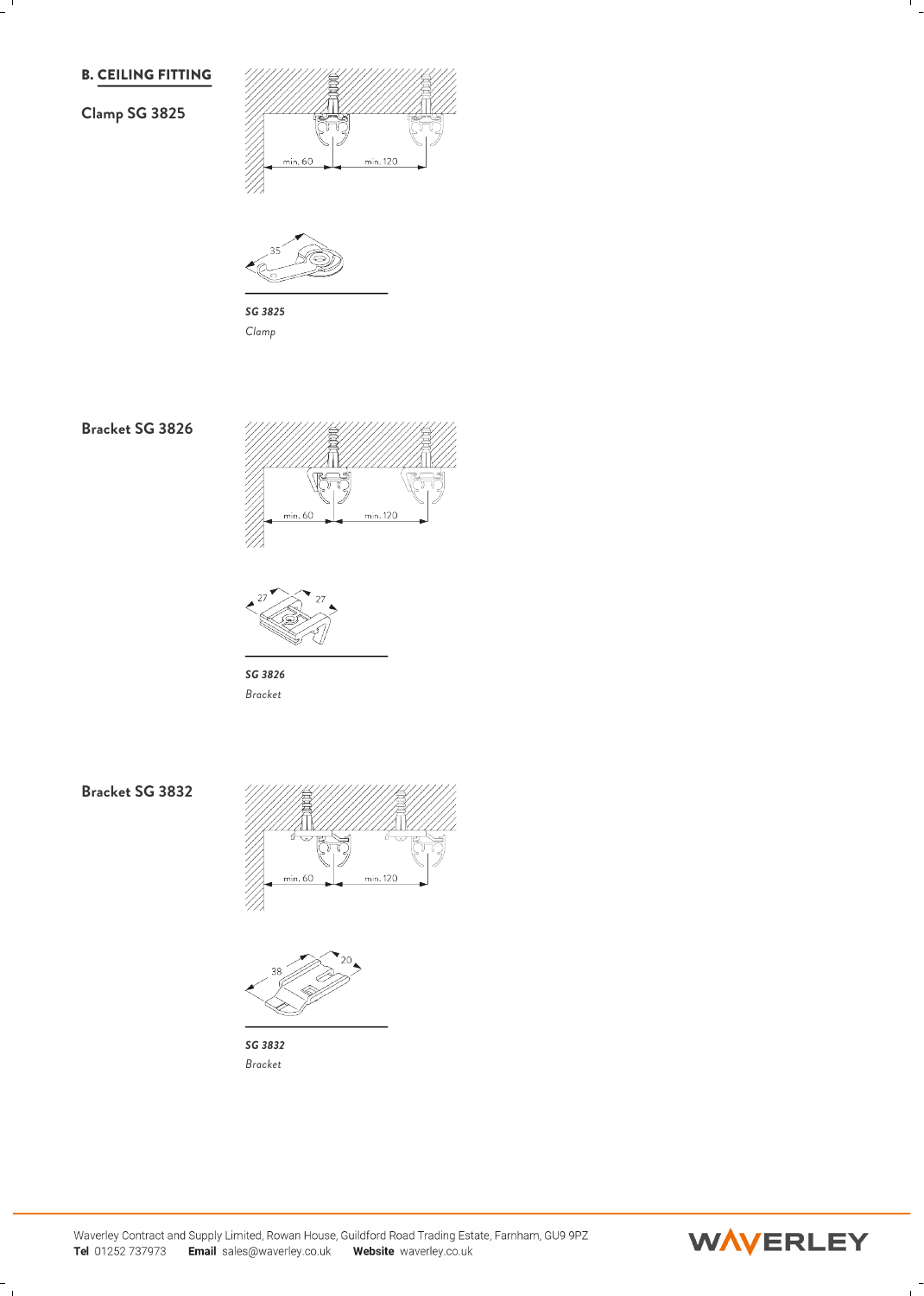## B. CEILING FITTING

### Clamp SG 3825

min. 60 min. 120

35

***SG 3825***
*Clamp*

### Bracket SG 3826

min. 60 min. 120

27 27

***SG 3826***
*Bracket*

### Bracket SG 3832

min. 60 min. 120

38 20

***SG 3832***
*Bracket*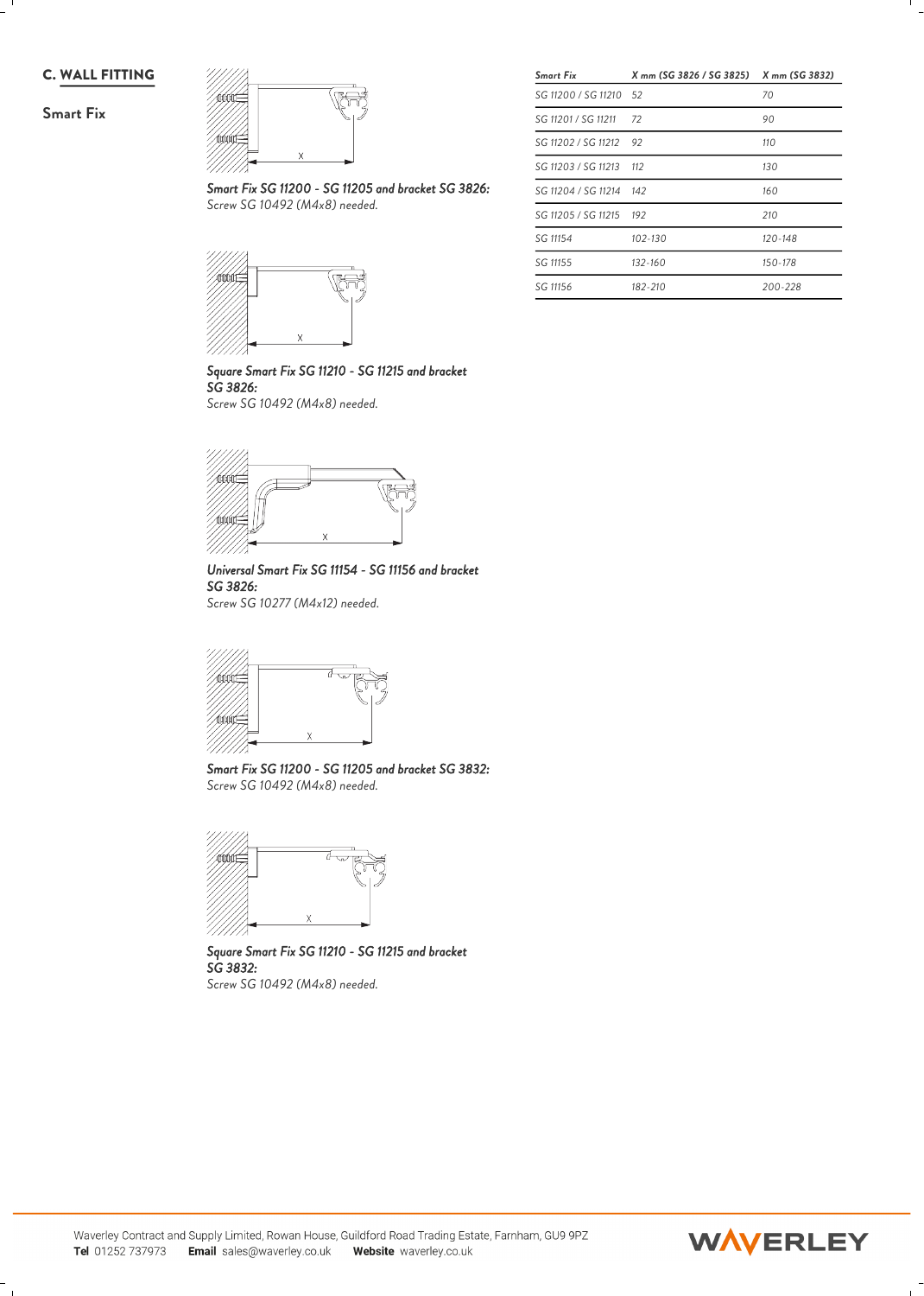## C. WALL FITTING

### Smart Fix

*Smart Fix SG 11200 - SG 11205 and bracket SG 3826:*
*Screw SG 10492 (M4x8) needed.*

*Square Smart Fix SG 11210 - SG 11215 and bracket SG 3826:*
*Screw SG 10492 (M4x8) needed.*

*Universal Smart Fix SG 11154 - SG 11156 and bracket SG 3826:*
*Screw SG 10277 (M4x12) needed.*

*Smart Fix SG 11200 - SG 11205 and bracket SG 3832:*
*Screw SG 10492 (M4x8) needed.*

*Square Smart Fix SG 11210 - SG 11215 and bracket SG 3832:*
*Screw SG 10492 (M4x8) needed.*

| Smart Fix | X mm (SG 3826 / SG 3825) | X mm (SG 3832) |
|---|---|---|
| SG 11200 / SG 11210 | 52 | 70 |
| SG 11201 / SG 11211 | 72 | 90 |
| SG 11202 / SG 11212 | 92 | 110 |
| SG 11203 / SG 11213 | 112 | 130 |
| SG 11204 / SG 11214 | 142 | 160 |
| SG 11205 / SG 11215 | 192 | 210 |
| SG 11154 | 102-130 | 120-148 |
| SG 11155 | 132-160 | 150-178 |
| SG 11156 | 182-210 | 200-228 |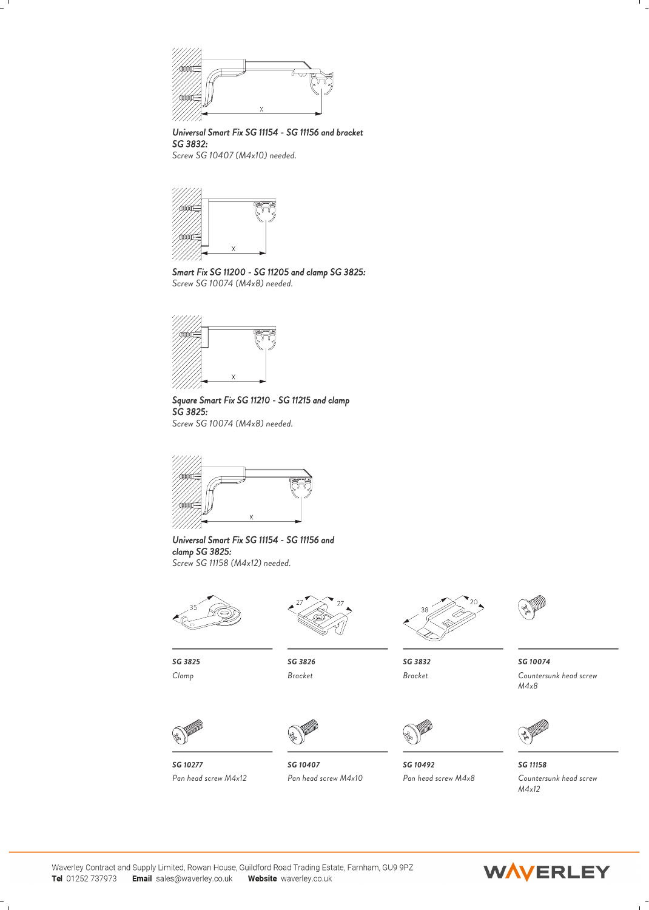***Universal Smart Fix SG 11154 - SG 11156 and bracket SG 3832:***
*Screw SG 10407 (M4x10) needed.*

***Smart Fix SG 11200 - SG 11205 and clamp SG 3825:***
*Screw SG 10074 (M4x8) needed.*

***Square Smart Fix SG 11210 - SG 11215 and clamp SG 3825:***
*Screw SG 10074 (M4x8) needed.*

***Universal Smart Fix SG 11154 - SG 11156 and clamp SG 3825:***
*Screw SG 11158 (M4x12) needed.*

***SG 3825***
*Clamp*

***SG 3826***
*Bracket*

***SG 3832***
*Bracket*

***SG 10074***
*Countersunk head screw M4x8*

***SG 10277***
*Pan head screw M4x12*

***SG 10407***
*Pan head screw M4x10*

***SG 10492***
*Pan head screw M4x8*

***SG 11158***
*Countersunk head screw M4x12*

Waverley Contract and Supply Limited, Rowan House, Guildford Road Trading Estate, Farnham, GU9 9PZ
**Tel** 01252 737973 **Email** sales@waverley.co.uk **Website** waverley.co.uk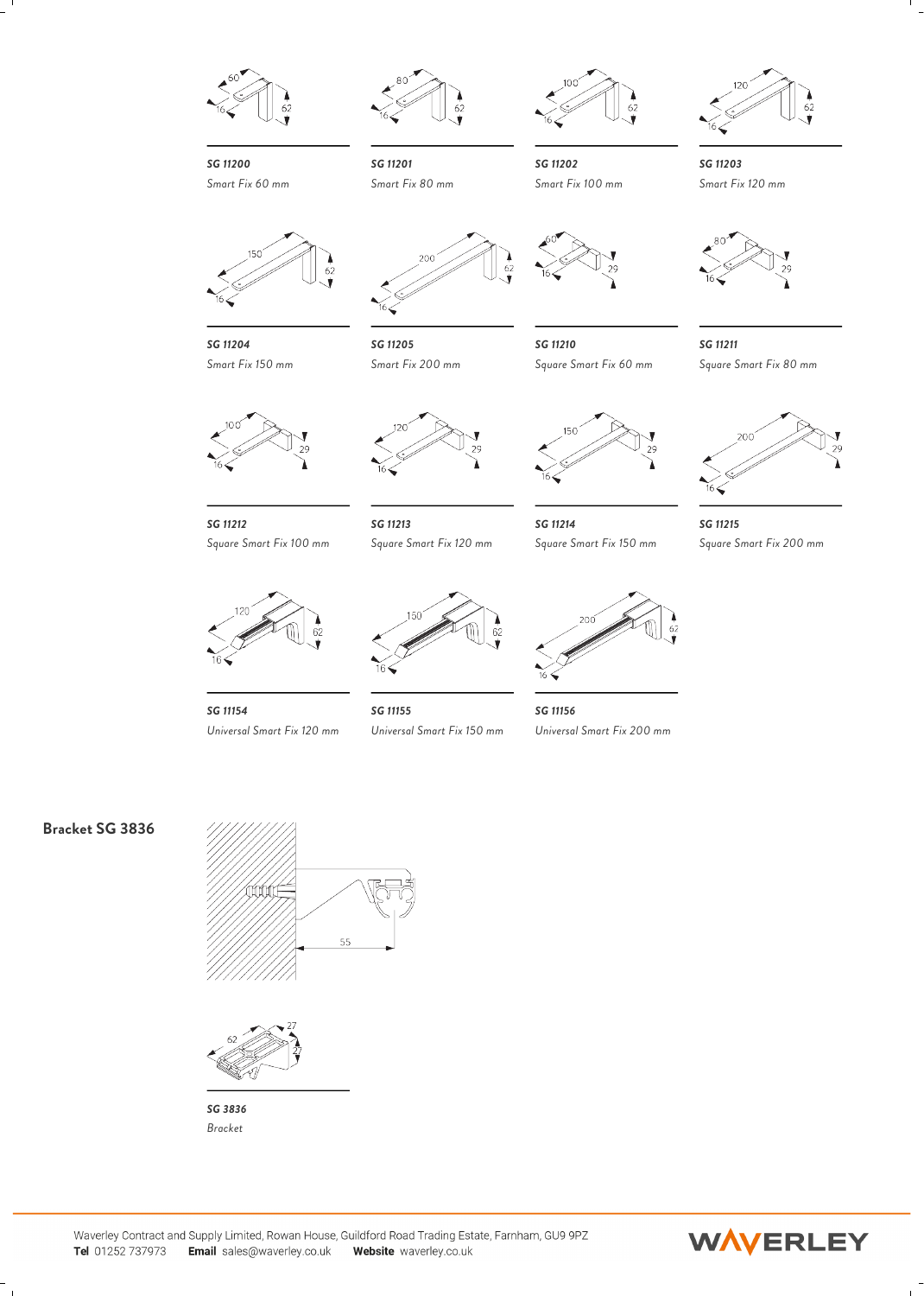***SG 11200***
*Smart Fix 60 mm*

***SG 11201***
*Smart Fix 80 mm*

***SG 11202***
*Smart Fix 100 mm*

***SG 11203***
*Smart Fix 120 mm*

***SG 11204***
*Smart Fix 150 mm*

***SG 11205***
*Smart Fix 200 mm*

***SG 11210***
*Square Smart Fix 60 mm*

***SG 11211***
*Square Smart Fix 80 mm*

***SG 11212***
*Square Smart Fix 100 mm*

***SG 11213***
*Square Smart Fix 120 mm*

***SG 11214***
*Square Smart Fix 150 mm*

***SG 11215***
*Square Smart Fix 200 mm*

***SG 11154***
*Universal Smart Fix 120 mm*

***SG 11155***
*Universal Smart Fix 150 mm*

***SG 11156***
*Universal Smart Fix 200 mm*

## Bracket SG 3836

***SG 3836***
*Bracket*

Waverley Contract and Supply Limited, Rowan House, Guildford Road Trading Estate, Farnham, GU9 9PZ
**Tel** 01252 737973 **Email** sales@waverley.co.uk **Website** waverley.co.uk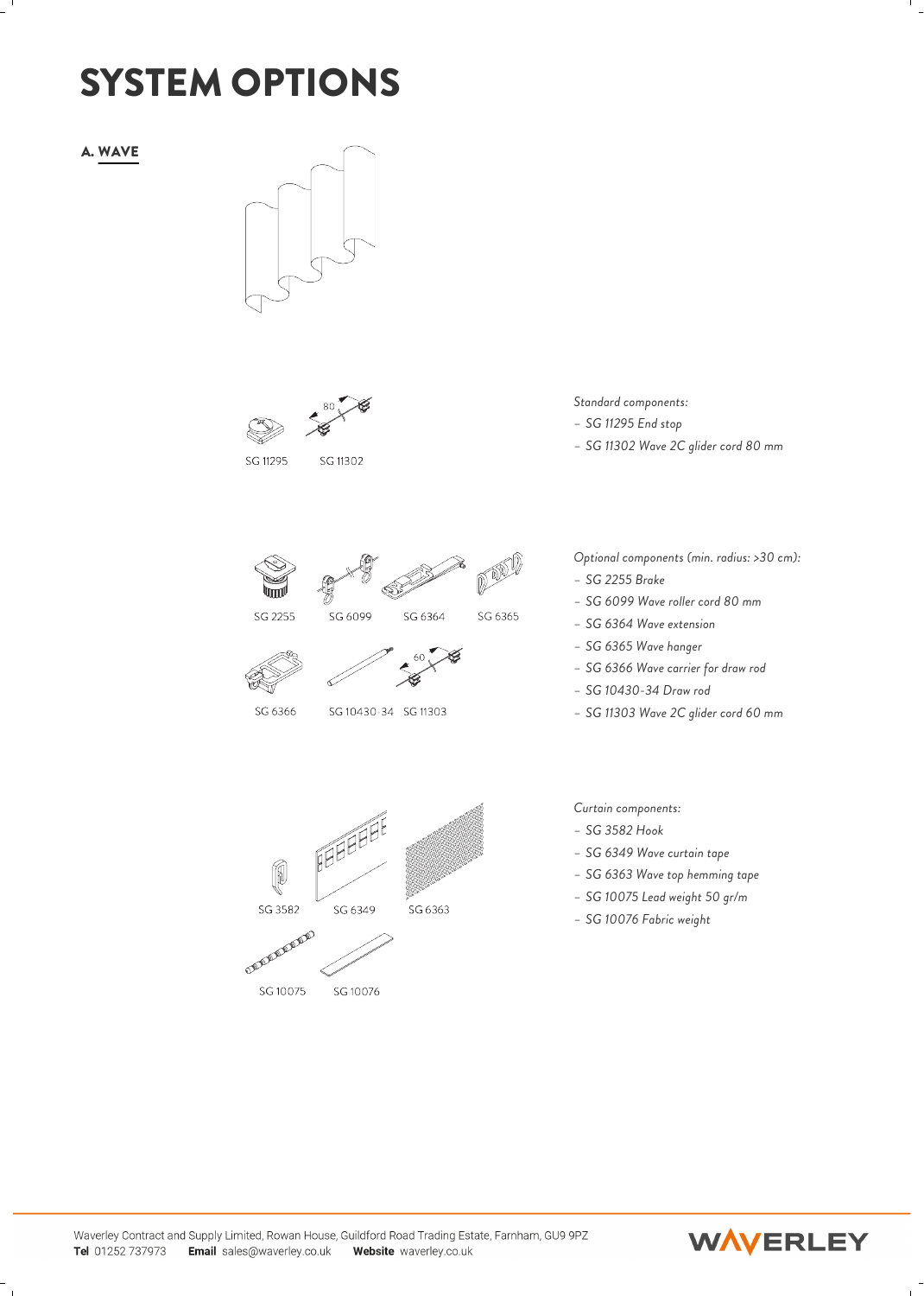# SYSTEM OPTIONS

## A. WAVE

SG 11295 SG 11302

*Standard components:*

- *SG 11295 End stop*
- *SG 11302 Wave 2C glider cord 80 mm*

SG 2255 SG 6099 SG 6364 SG 6365

SG 6366 SG 10430-34 SG 11303

*Optional components (min. radius: >30 cm):*

- *SG 2255 Brake*
- *SG 6099 Wave roller cord 80 mm*
- *SG 6364 Wave extension*
- *SG 6365 Wave hanger*
- *SG 6366 Wave carrier for draw rod*
- *SG 10430-34 Draw rod*
- *SG 11303 Wave 2C glider cord 60 mm*

SG 3582 SG 6349 SG 6363

SG 10075 SG 10076

*Curtain components:*

- *SG 3582 Hook*
- *SG 6349 Wave curtain tape*
- *SG 6363 Wave top hemming tape*
- *SG 10075 Lead weight 50 gr/m*
- *SG 10076 Fabric weight*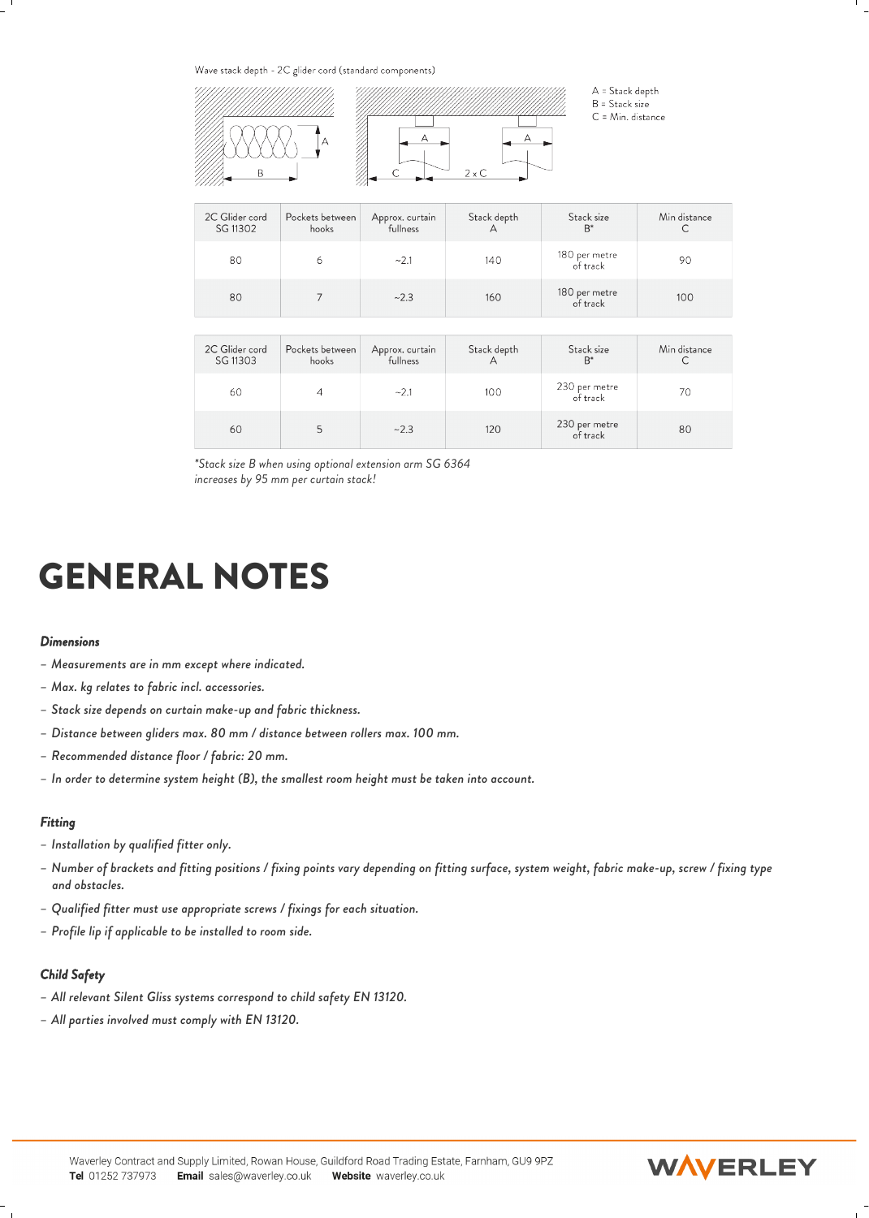Wave stack depth - 2C glider cord (standard components)

A = Stack depth
B = Stack size
C = Min. distance

| 2C Glider cord SG 11302 | Pockets between hooks | Approx. curtain fullness | Stack depth A | Stack size B* | Min distance C |
|---|---|---|---|---|---|
| 80 | 6 | ~2.1 | 140 | 180 per metre of track | 90 |
| 80 | 7 | ~2.3 | 160 | 180 per metre of track | 100 |

| 2C Glider cord SG 11303 | Pockets between hooks | Approx. curtain fullness | Stack depth A | Stack size B* | Min distance C |
|---|---|---|---|---|---|
| 60 | 4 | ~2.1 | 100 | 230 per metre of track | 70 |
| 60 | 5 | ~2.3 | 120 | 230 per metre of track | 80 |

*\*Stack size B when using optional extension arm SG 6364 increases by 95 mm per curtain stack!*

# GENERAL NOTES

### *Dimensions*

- *Measurements are in mm except where indicated.*
- *Max. kg relates to fabric incl. accessories.*
- *Stack size depends on curtain make-up and fabric thickness.*
- *Distance between gliders max. 80 mm / distance between rollers max. 100 mm.*
- *Recommended distance floor / fabric: 20 mm.*
- *In order to determine system height (B), the smallest room height must be taken into account.*

### *Fitting*

- *Installation by qualified fitter only.*
- *Number of brackets and fitting positions / fixing points vary depending on fitting surface, system weight, fabric make-up, screw / fixing type and obstacles.*
- *Qualified fitter must use appropriate screws / fixings for each situation.*
- *Profile lip if applicable to be installed to room side.*

### *Child Safety*

- *All relevant Silent Gliss systems correspond to child safety EN 13120.*
- *All parties involved must comply with EN 13120.*

Waverley Contract and Supply Limited, Rowan House, Guildford Road Trading Estate, Farnham, GU9 9PZ
**Tel** 01252 737973 **Email** sales@waverley.co.uk **Website** waverley.co.uk

WAVERLEY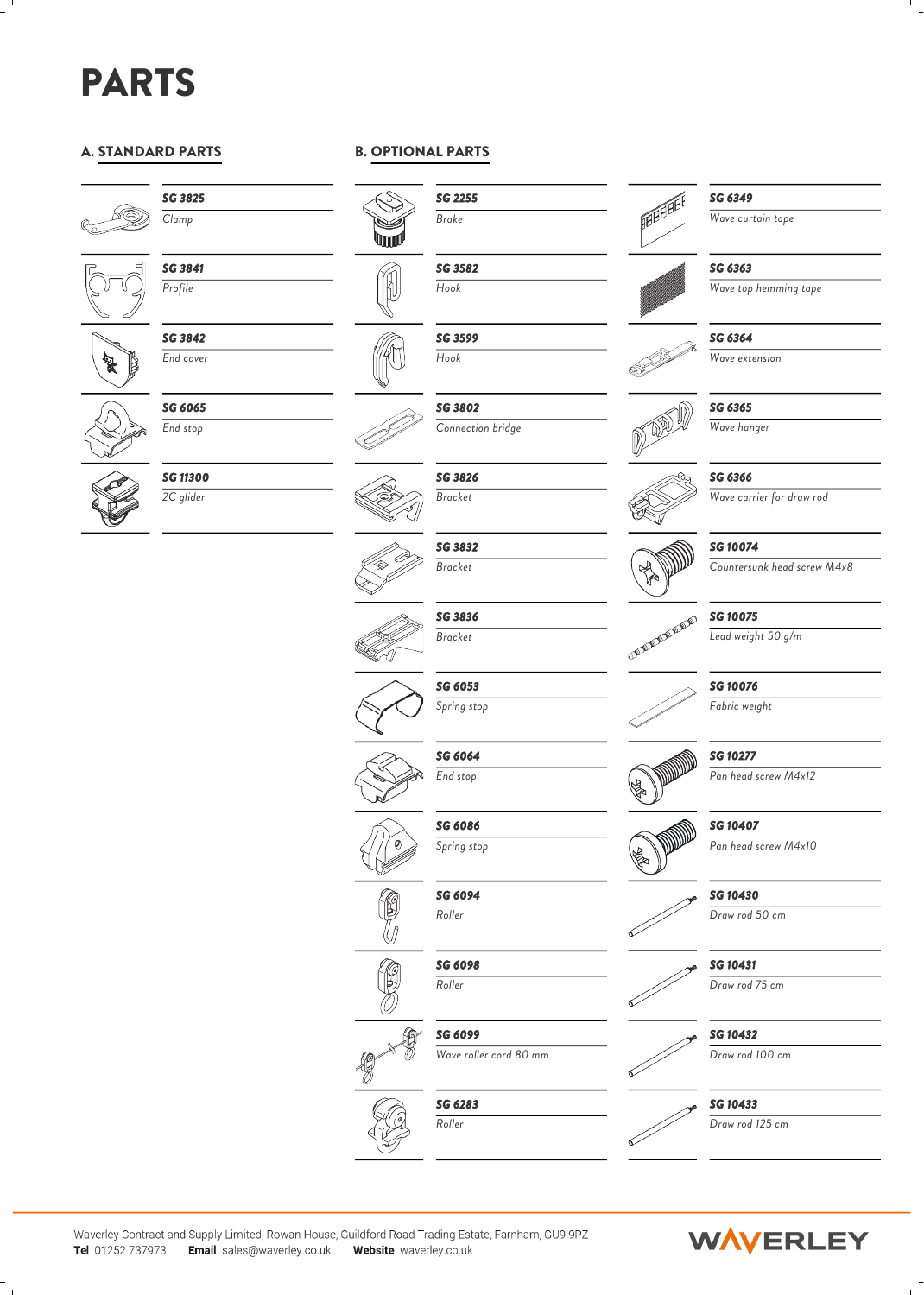# PARTS

## A. STANDARD PARTS

| Code | Description |
| --- | --- |
| SG 3825 | Clamp |
| SG 3841 | Profile |
| SG 3842 | End cover |
| SG 6065 | End stop |
| SG 11300 | 2C glider |

## B. OPTIONAL PARTS

| Code | Description |
| --- | --- |
| SG 2255 | Brake |
| SG 3582 | Hook |
| SG 3599 | Hook |
| SG 3802 | Connection bridge |
| SG 3826 | Bracket |
| SG 3832 | Bracket |
| SG 3836 | Bracket |
| SG 6053 | Spring stop |
| SG 6064 | End stop |
| SG 6086 | Spring stop |
| SG 6094 | Roller |
| SG 6098 | Roller |
| SG 6099 | Wave roller cord 80 mm |
| SG 6283 | Roller |
| SG 6349 | Wave curtain tape |
| SG 6363 | Wave top hemming tape |
| SG 6364 | Wave extension |
| SG 6365 | Wave hanger |
| SG 6366 | Wave carrier for draw rod |
| SG 10074 | Countersunk head screw M4x8 |
| SG 10075 | Lead weight 50 g/m |
| SG 10076 | Fabric weight |
| SG 10277 | Pan head screw M4x12 |
| SG 10407 | Pan head screw M4x10 |
| SG 10430 | Draw rod 50 cm |
| SG 10431 | Draw rod 75 cm |
| SG 10432 | Draw rod 100 cm |
| SG 10433 | Draw rod 125 cm |

Waverley Contract and Supply Limited, Rowan House, Guildford Road Trading Estate, Farnham, GU9 9PZ
**Tel** 01252 737973 **Email** sales@waverley.co.uk **Website** waverley.co.uk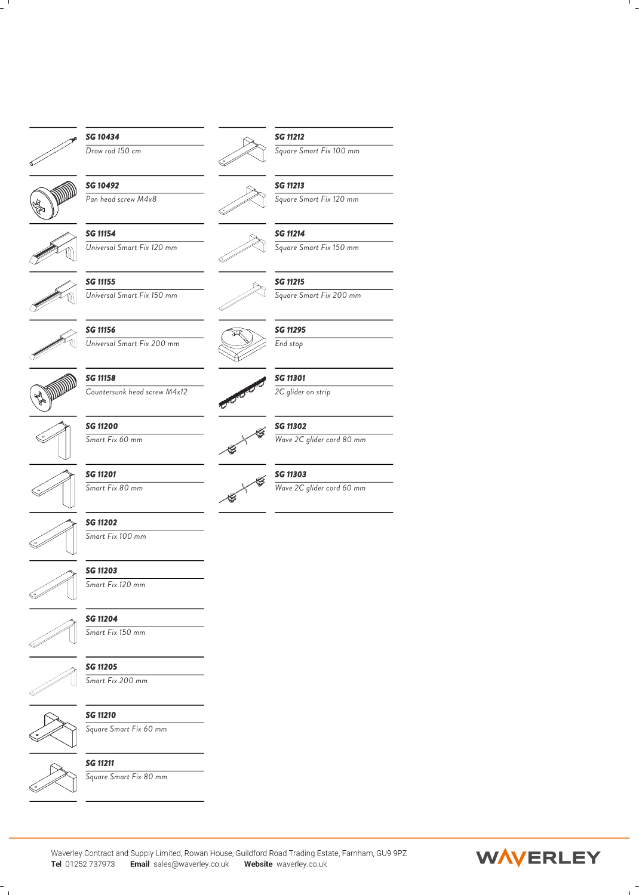| Code | Description |
|---|---|
| **SG 10434** | Draw rod 150 cm |
| **SG 10492** | Pan head screw M4x8 |
| **SG 11154** | Universal Smart Fix 120 mm |
| **SG 11155** | Universal Smart Fix 150 mm |
| **SG 11156** | Universal Smart Fix 200 mm |
| **SG 11158** | Countersunk head screw M4x12 |
| **SG 11200** | Smart Fix 60 mm |
| **SG 11201** | Smart Fix 80 mm |
| **SG 11202** | Smart Fix 100 mm |
| **SG 11203** | Smart Fix 120 mm |
| **SG 11204** | Smart Fix 150 mm |
| **SG 11205** | Smart Fix 200 mm |
| **SG 11210** | Square Smart Fix 60 mm |
| **SG 11211** | Square Smart Fix 80 mm |
| **SG 11212** | Square Smart Fix 100 mm |
| **SG 11213** | Square Smart Fix 120 mm |
| **SG 11214** | Square Smart Fix 150 mm |
| **SG 11215** | Square Smart Fix 200 mm |
| **SG 11295** | End stop |
| **SG 11301** | 2C glider on strip |
| **SG 11302** | Wave 2C glider cord 80 mm |
| **SG 11303** | Wave 2C glider cord 60 mm |

Waverley Contract and Supply Limited, Rowan House, Guildford Road Trading Estate, Farnham, GU9 9PZ
**Tel** 01252 737973 **Email** sales@waverley.co.uk **Website** waverley.co.uk

WAVERLEY